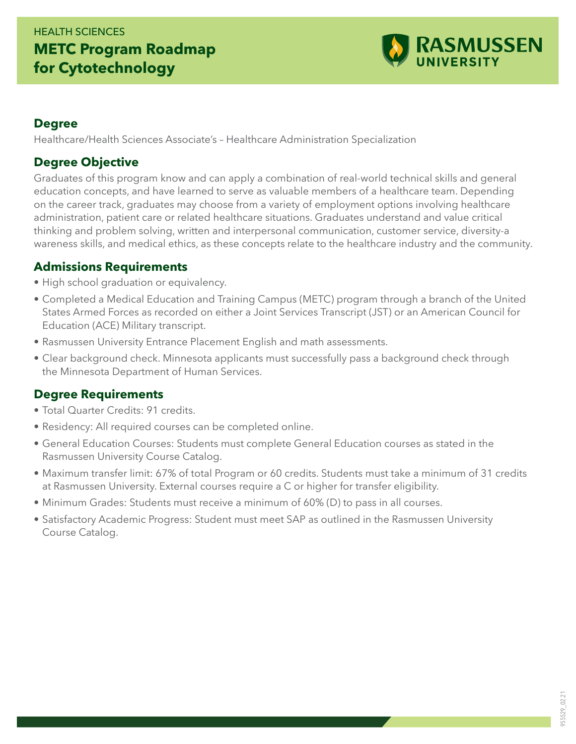HEALTH SCIENCES

# METC Program Roadmap for Cytotechnology

RASMUSSEN UNIVERSITY

## Degree

Healthcare/Health Sciences Associate's – Healthcare Administration Specialization

## Degree Objective

Graduates of this program know and can apply a combination of real-world technical skills and general education concepts, and have learned to serve as valuable members of a healthcare team. Depending on the career track, graduates may choose from a variety of employment options involving healthcare administration, patient care or related healthcare situations. Graduates understand and value critical thinking and problem solving, written and interpersonal communication, customer service, diversity-a wareness skills, and medical ethics, as these concepts relate to the healthcare industry and the community.

## Admissions Requirements

- High school graduation or equivalency.
- Completed a Medical Education and Training Campus (METC) program through a branch of the United States Armed Forces as recorded on either a Joint Services Transcript (JST) or an American Council for Education (ACE) Military transcript.
- Rasmussen University Entrance Placement English and math assessments.
- Clear background check. Minnesota applicants must successfully pass a background check through the Minnesota Department of Human Services.

## Degree Requirements

- Total Quarter Credits: 91 credits.
- Residency: All required courses can be completed online.
- General Education Courses: Students must complete General Education courses as stated in the Rasmussen University Course Catalog.
- Maximum transfer limit: 67% of total Program or 60 credits. Students must take a minimum of 31 credits at Rasmussen University. External courses require a C or higher for transfer eligibility.
- Minimum Grades: Students must receive a minimum of 60% (D) to pass in all courses.
- Satisfactory Academic Progress: Student must meet SAP as outlined in the Rasmussen University Course Catalog.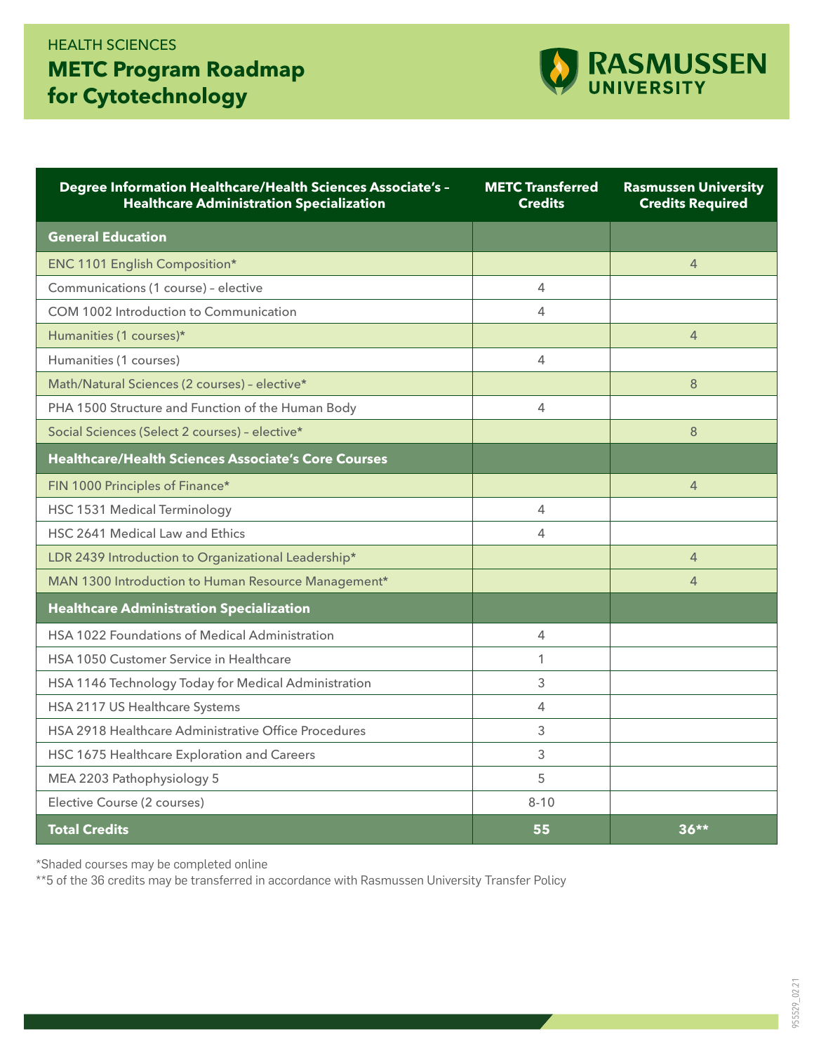HEALTH SCIENCES

# METC Program Roadmap for Cytotechnology

| Degree Information Healthcare/Health Sciences Associate's – Healthcare Administration Specialization | METC Transferred Credits | Rasmussen University Credits Required |
|---|---|---|
| **General Education** | | |
| ENC 1101 English Composition* | | 4 |
| Communications (1 course) – elective | 4 | |
| COM 1002 Introduction to Communication | 4 | |
| Humanities (1 courses)* | | 4 |
| Humanities (1 courses) | 4 | |
| Math/Natural Sciences (2 courses) – elective* | | 8 |
| PHA 1500 Structure and Function of the Human Body | 4 | |
| Social Sciences (Select 2 courses) – elective* | | 8 |
| **Healthcare/Health Sciences Associate's Core Courses** | | |
| FIN 1000 Principles of Finance* | | 4 |
| HSC 1531 Medical Terminology | 4 | |
| HSC 2641 Medical Law and Ethics | 4 | |
| LDR 2439 Introduction to Organizational Leadership* | | 4 |
| MAN 1300 Introduction to Human Resource Management* | | 4 |
| **Healthcare Administration Specialization** | | |
| HSA 1022 Foundations of Medical Administration | 4 | |
| HSA 1050 Customer Service in Healthcare | 1 | |
| HSA 1146 Technology Today for Medical Administration | 3 | |
| HSA 2117 US Healthcare Systems | 4 | |
| HSA 2918 Healthcare Administrative Office Procedures | 3 | |
| HSC 1675 Healthcare Exploration and Careers | 3 | |
| MEA 2203 Pathophysiology 5 | 5 | |
| Elective Course (2 courses) | 8-10 | |
| **Total Credits** | **55** | **36**** |

*Shaded courses may be completed online

**5 of the 36 credits may be transferred in accordance with Rasmussen University Transfer Policy